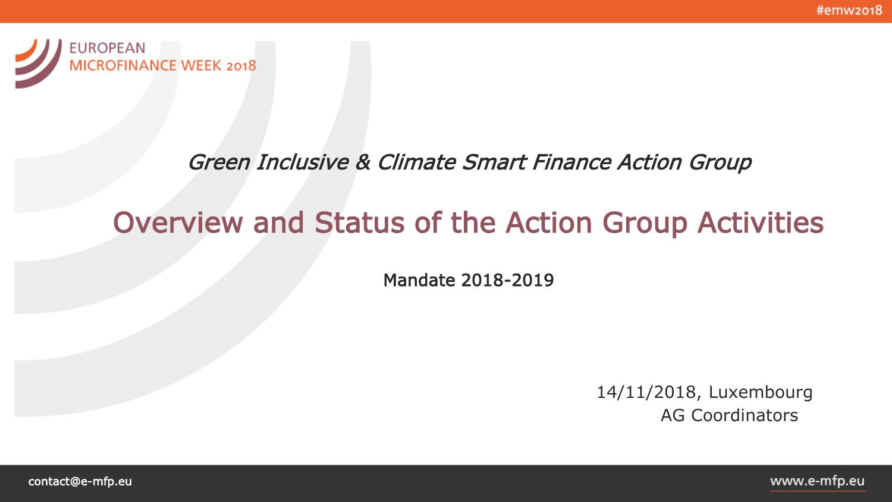*Green Inclusive & Climate Smart Finance Action Group*

# Overview and Status of the Action Group Activities

Mandate 2018-2019

14/11/2018, Luxembourg
AG Coordinators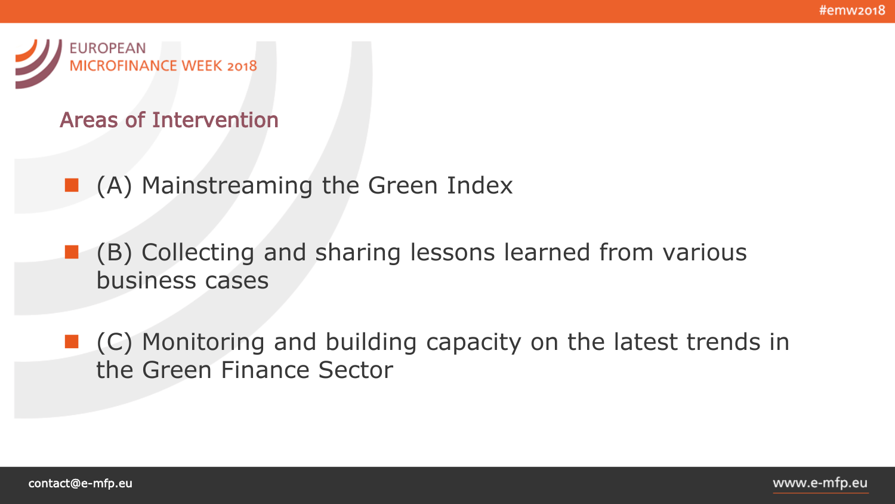## Areas of Intervention

- (A) Mainstreaming the Green Index
- (B) Collecting and sharing lessons learned from various business cases
- (C) Monitoring and building capacity on the latest trends in the Green Finance Sector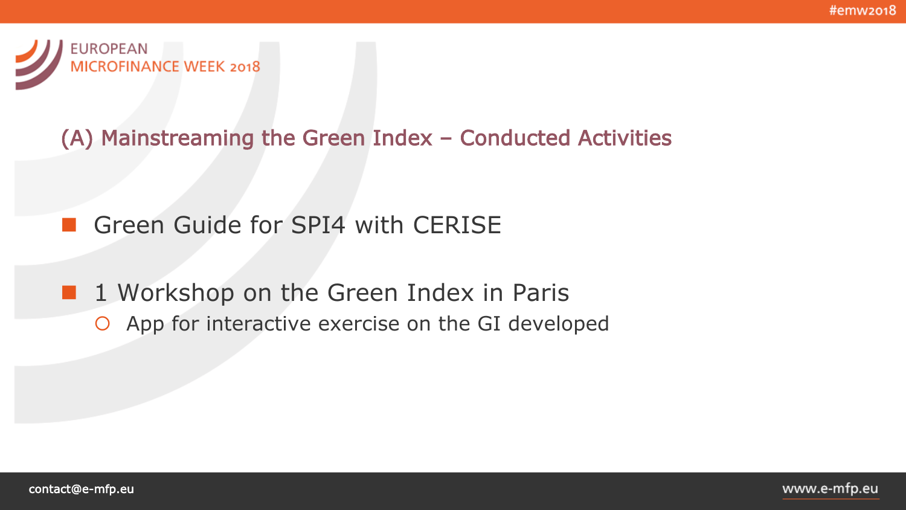## (A) Mainstreaming the Green Index – Conducted Activities

- Green Guide for SPI4 with CERISE
- 1 Workshop on the Green Index in Paris
  - App for interactive exercise on the GI developed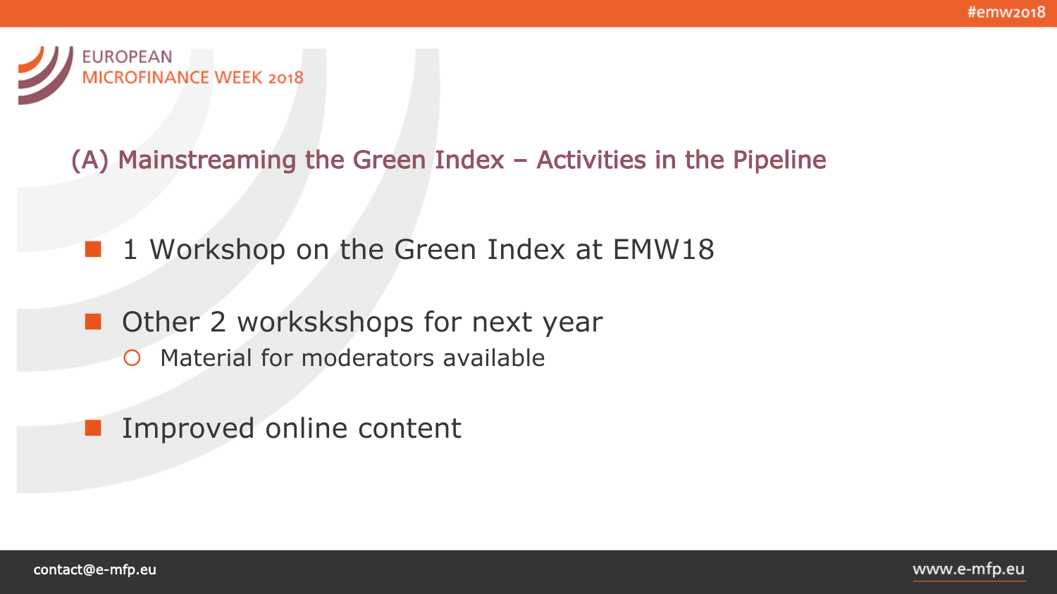## (A) Mainstreaming the Green Index – Activities in the Pipeline

- 1 Workshop on the Green Index at EMW18
- Other 2 workskshops for next year
  - Material for moderators available
- Improved online content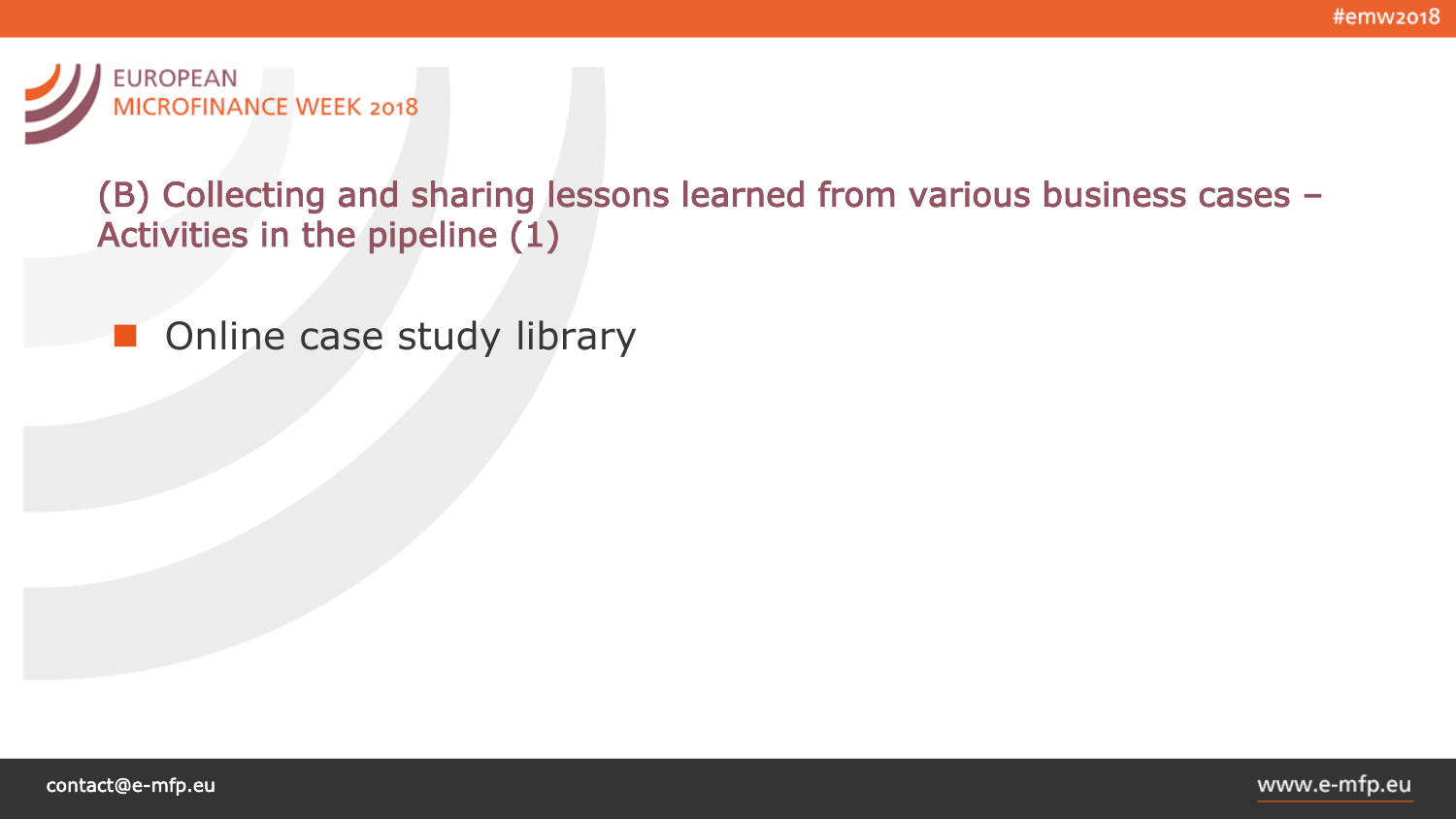## (B) Collecting and sharing lessons learned from various business cases – Activities in the pipeline (1)

- Online case study library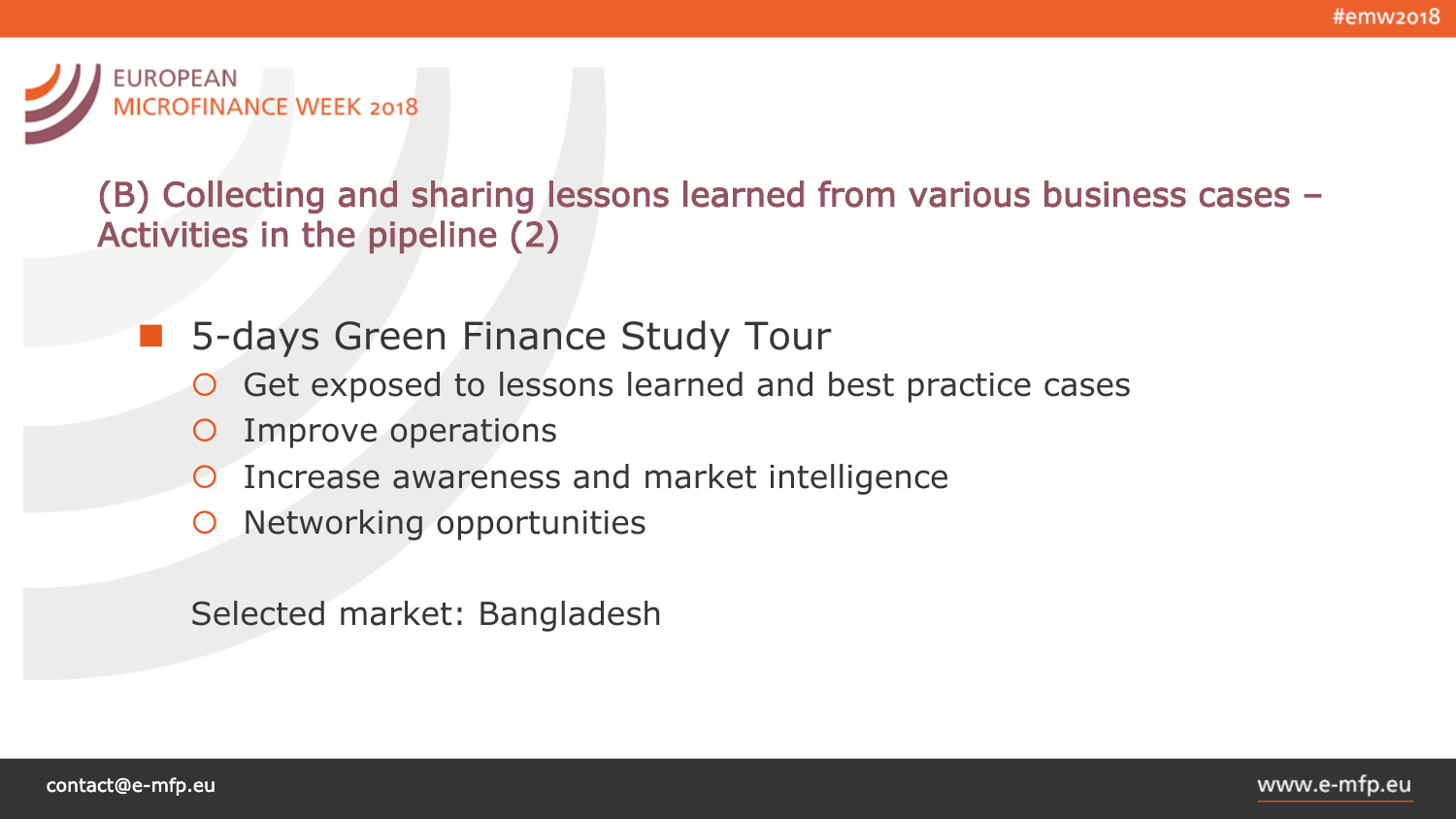# (B) Collecting and sharing lessons learned from various business cases – Activities in the pipeline (2)

- 5-days Green Finance Study Tour
  - Get exposed to lessons learned and best practice cases
  - Improve operations
  - Increase awareness and market intelligence
  - Networking opportunities

Selected market: Bangladesh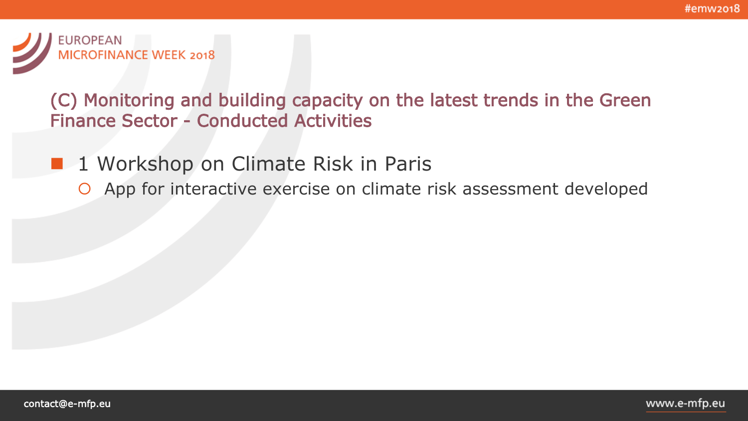## (C) Monitoring and building capacity on the latest trends in the Green Finance Sector - Conducted Activities

- 1 Workshop on Climate Risk in Paris
  - App for interactive exercise on climate risk assessment developed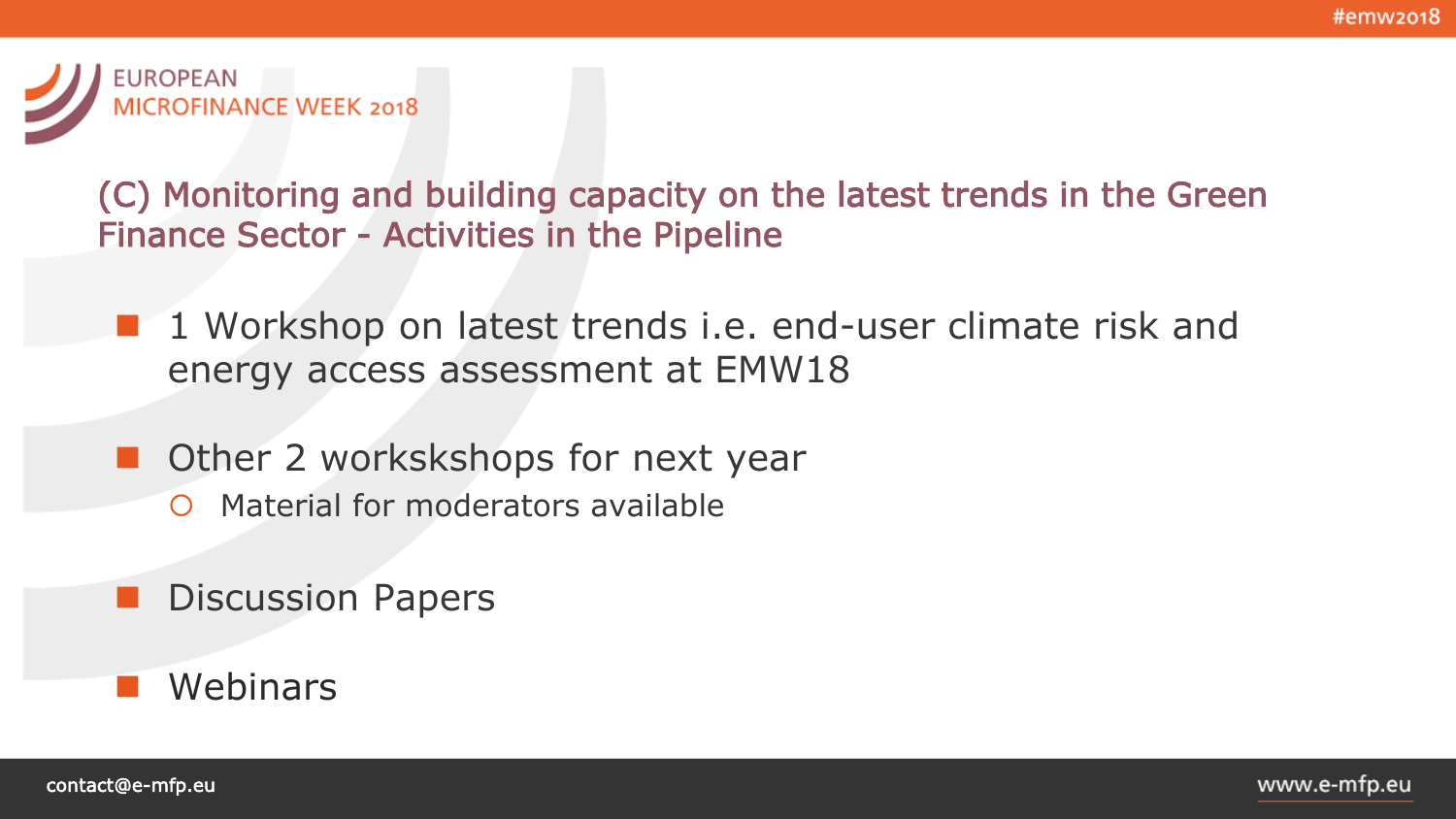## (C) Monitoring and building capacity on the latest trends in the Green Finance Sector - Activities in the Pipeline

- 1 Workshop on latest trends i.e. end-user climate risk and energy access assessment at EMW18
- Other 2 workskshops for next year
  - Material for moderators available
- Discussion Papers
- Webinars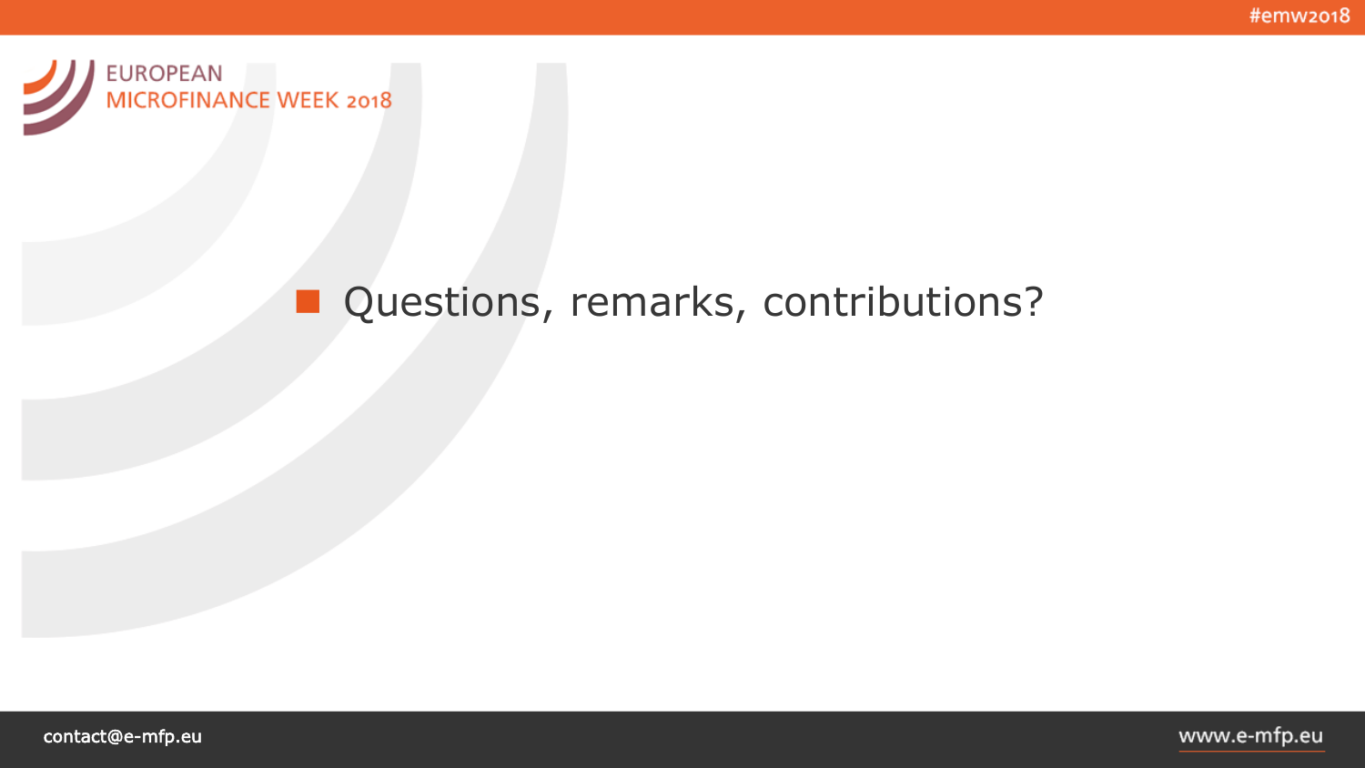- Questions, remarks, contributions?